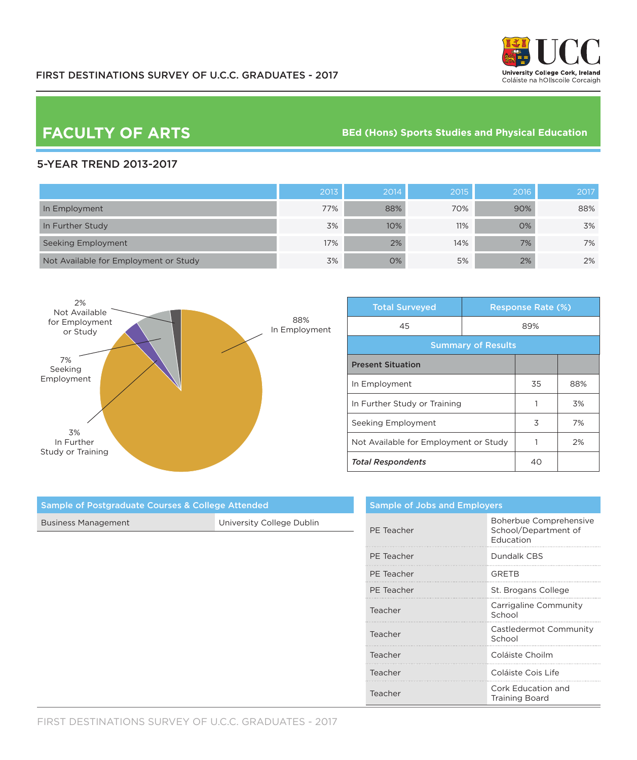FIRST DESTINATIONS SURVEY OF U.C.C. GRADUATES - 2017

University College Cork, Ireland
Coláiste na hOllscoile Corcaigh

# FACULTY OF ARTS

**BEd (Hons) Sports Studies and Physical Education**

## 5-YEAR TREND 2013-2017

| | 2013 | 2014 | 2015 | 2016 | 2017 |
|---|---|---|---|---|---|
| In Employment | 77% | 88% | 70% | 90% | 88% |
| In Further Study | 3% | 10% | 11% | 0% | 3% |
| Seeking Employment | 17% | 2% | 14% | 7% | 7% |
| Not Available for Employment or Study | 3% | 0% | 5% | 2% | 2% |

2% Not Available for Employment or Study

7% Seeking Employment

3% In Further Study or Training

88% In Employment

| Total Surveyed | Response Rate (%) |
|---|---|
| 45 | 89% |

**Summary of Results**

| Present Situation | | |
|---|---|---|
| In Employment | 35 | 88% |
| In Further Study or Training | 1 | 3% |
| Seeking Employment | 3 | 7% |
| Not Available for Employment or Study | 1 | 2% |
| *Total Respondents* | 40 | |

| Sample of Postgraduate Courses & College Attended | |
|---|---|
| Business Management | University College Dublin |

| Sample of Jobs and Employers | |
|---|---|
| PE Teacher | Boherbue Comprehensive School/Department of Education |
| PE Teacher | Dundalk CBS |
| PE Teacher | GRETB |
| PE Teacher | St. Brogans College |
| Teacher | Carrigaline Community School |
| Teacher | Castledermot Community School |
| Teacher | Coláiste Choilm |
| Teacher | Coláiste Cois Life |
| Teacher | Cork Education and Training Board |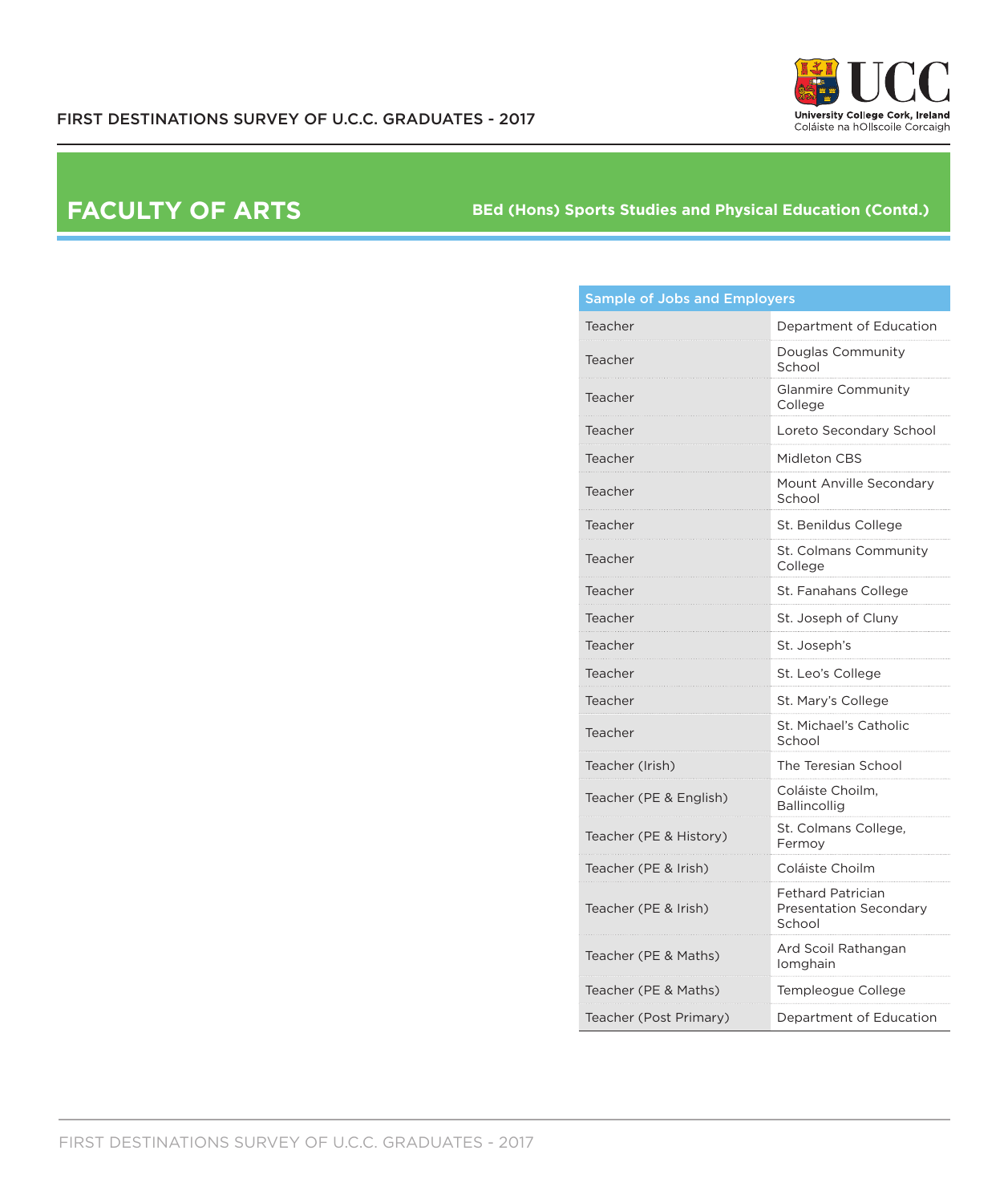# FACULTY OF ARTS

## BEd (Hons) Sports Studies and Physical Education (Contd.)

| Sample of Jobs and Employers | |
|---|---|
| Teacher | Department of Education |
| Teacher | Douglas Community School |
| Teacher | Glanmire Community College |
| Teacher | Loreto Secondary School |
| Teacher | Midleton CBS |
| Teacher | Mount Anville Secondary School |
| Teacher | St. Benildus College |
| Teacher | St. Colmans Community College |
| Teacher | St. Fanahans College |
| Teacher | St. Joseph of Cluny |
| Teacher | St. Joseph's |
| Teacher | St. Leo's College |
| Teacher | St. Mary's College |
| Teacher | St. Michael's Catholic School |
| Teacher (Irish) | The Teresian School |
| Teacher (PE & English) | Coláiste Choilm, Ballincollig |
| Teacher (PE & History) | St. Colmans College, Fermoy |
| Teacher (PE & Irish) | Coláiste Choilm |
| Teacher (PE & Irish) | Fethard Patrician Presentation Secondary School |
| Teacher (PE & Maths) | Ard Scoil Rathangan Iomghain |
| Teacher (PE & Maths) | Templeogue College |
| Teacher (Post Primary) | Department of Education |